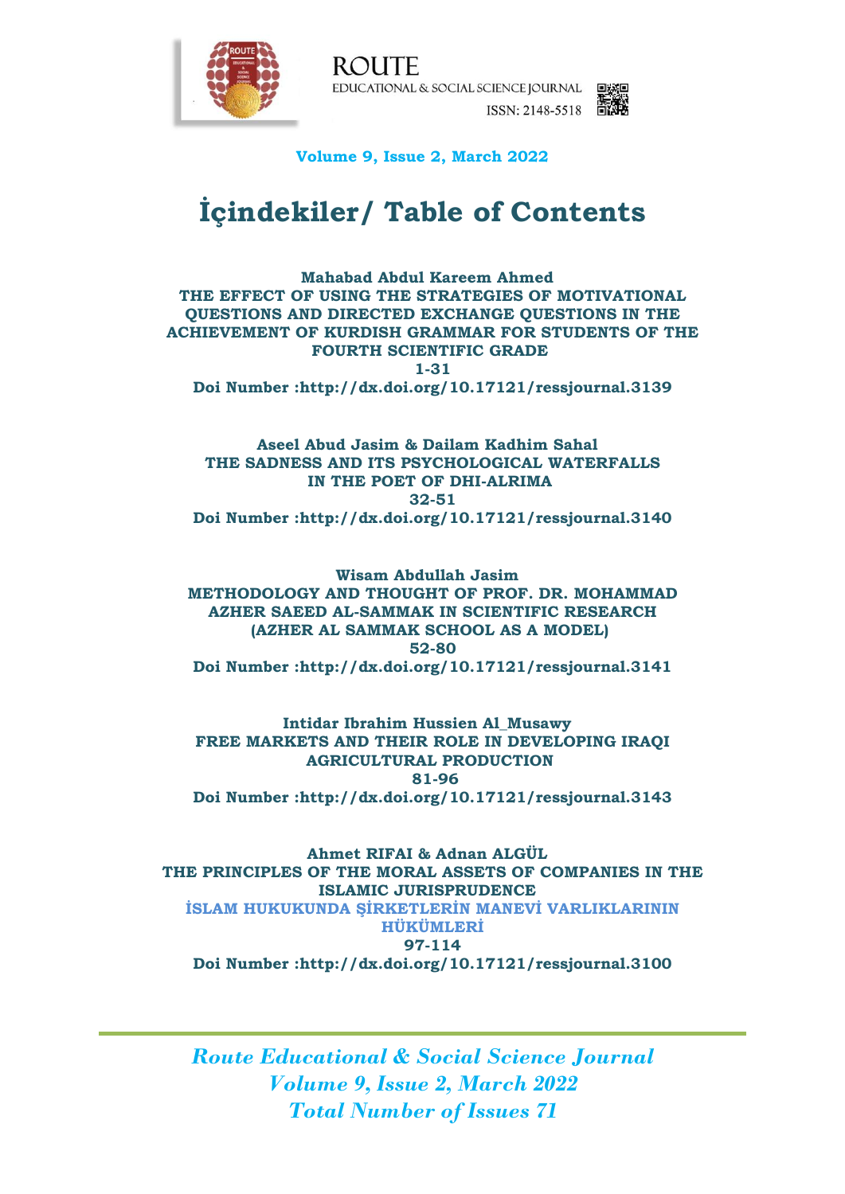ROUTE
EDUCATIONAL & SOCIAL SCIENCE JOURNAL
ISSN: 2148-5518

**Volume 9, Issue 2, March 2022**

# İçindekiler/ Table of Contents

**Mahabad Abdul Kareem Ahmed**
**THE EFFECT OF USING THE STRATEGIES OF MOTIVATIONAL QUESTIONS AND DIRECTED EXCHANGE QUESTIONS IN THE ACHIEVEMENT OF KURDISH GRAMMAR FOR STUDENTS OF THE FOURTH SCIENTIFIC GRADE**
**1-31**
**Doi Number :http://dx.doi.org/10.17121/ressjournal.3139**

**Aseel Abud Jasim & Dailam Kadhim Sahal**
**THE SADNESS AND ITS PSYCHOLOGICAL WATERFALLS IN THE POET OF DHI-ALRIMA**
**32-51**
**Doi Number :http://dx.doi.org/10.17121/ressjournal.3140**

**Wisam Abdullah Jasim**
**METHODOLOGY AND THOUGHT OF PROF. DR. MOHAMMAD AZHER SAEED AL-SAMMAK IN SCIENTIFIC RESEARCH (AZHER AL SAMMAK SCHOOL AS A MODEL)**
**52-80**
**Doi Number :http://dx.doi.org/10.17121/ressjournal.3141**

**Intidar Ibrahim Hussien Al_Musawy**
**FREE MARKETS AND THEIR ROLE IN DEVELOPING IRAQI AGRICULTURAL PRODUCTION**
**81-96**
**Doi Number :http://dx.doi.org/10.17121/ressjournal.3143**

**Ahmet RIFAI & Adnan ALGÜL**
**THE PRINCIPLES OF THE MORAL ASSETS OF COMPANIES IN THE ISLAMIC JURISPRUDENCE**
**İSLAM HUKUKUNDA ŞİRKETLERİN MANEVİ VARLIKLARININ HÜKÜMLERİ**
**97-114**
**Doi Number :http://dx.doi.org/10.17121/ressjournal.3100**

*Route Educational & Social Science Journal*
*Volume 9, Issue 2, March 2022*
*Total Number of Issues 71*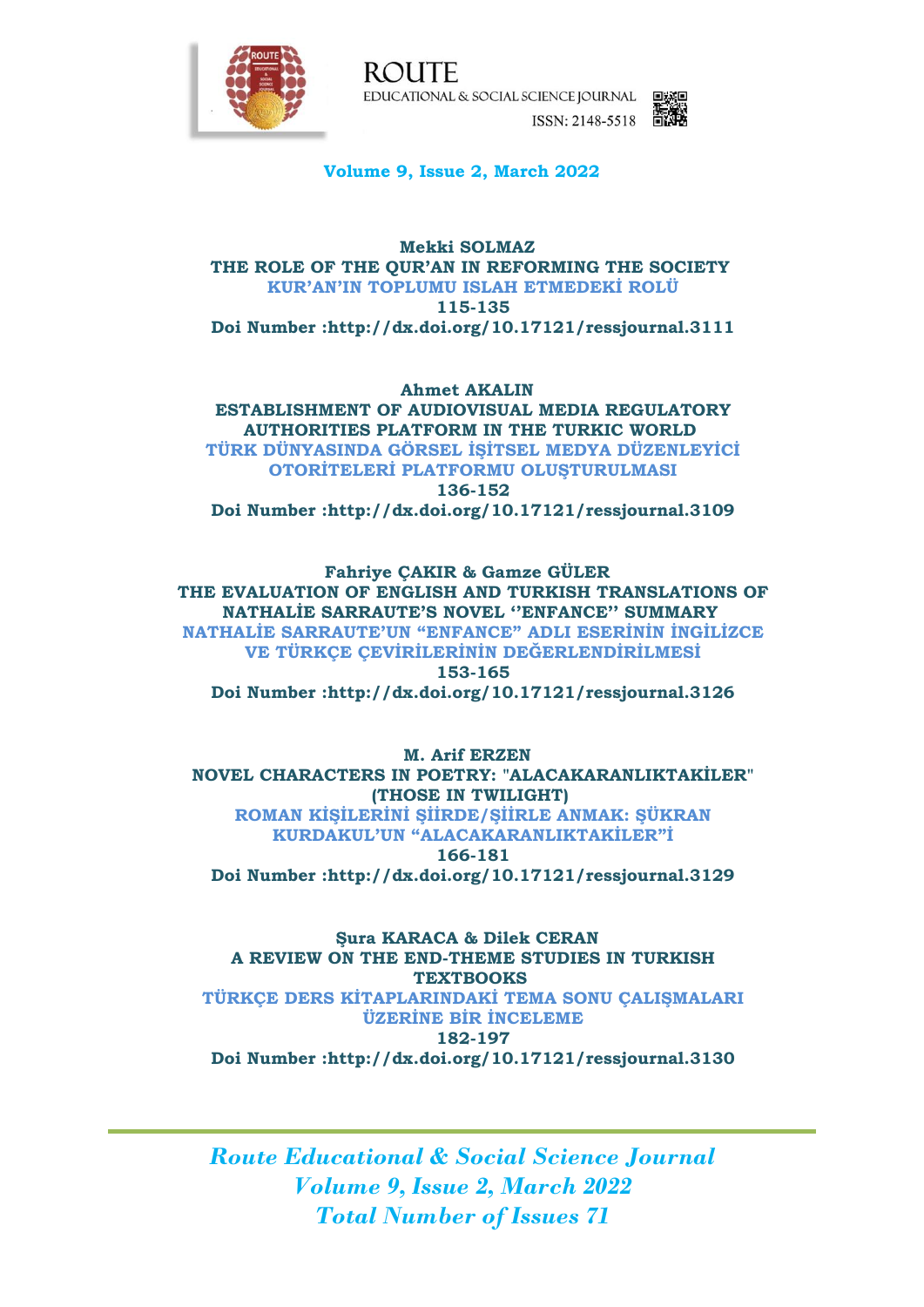ROUTE
EDUCATIONAL & SOCIAL SCIENCE JOURNAL
ISSN: 2148-5518

**Volume 9, Issue 2, March 2022**

**Mekki SOLMAZ**
**THE ROLE OF THE QUR'AN IN REFORMING THE SOCIETY**
**KUR'AN'IN TOPLUMU ISLAH ETMEDEKİ ROLÜ**
**115-135**
**Doi Number :http://dx.doi.org/10.17121/ressjournal.3111**

**Ahmet AKALIN**
**ESTABLISHMENT OF AUDIOVISUAL MEDIA REGULATORY AUTHORITIES PLATFORM IN THE TURKIC WORLD**
**TÜRK DÜNYASINDA GÖRSEL İŞİTSEL MEDYA DÜZENLEYİCİ OTORİTELERİ PLATFORMU OLUŞTURULMASI**
**136-152**
**Doi Number :http://dx.doi.org/10.17121/ressjournal.3109**

**Fahriye ÇAKIR & Gamze GÜLER**
**THE EVALUATION OF ENGLISH AND TURKISH TRANSLATIONS OF NATHALİE SARRAUTE'S NOVEL ''ENFANCE'' SUMMARY**
**NATHALİE SARRAUTE'UN "ENFANCE" ADLI ESERİNİN İNGİLİZCE VE TÜRKÇE ÇEVİRİLERİNİN DEĞERLENDİRİLMESİ**
**153-165**
**Doi Number :http://dx.doi.org/10.17121/ressjournal.3126**

**M. Arif ERZEN**
**NOVEL CHARACTERS IN POETRY: "ALACAKARANLIKTAKİLER" (THOSE IN TWILIGHT)**
**ROMAN KİŞİLERİNİ ŞİİRDE/ŞİİRLE ANMAK: ŞÜKRAN KURDAKUL'UN "ALACAKARANLIKTAKİLER"İ**
**166-181**
**Doi Number :http://dx.doi.org/10.17121/ressjournal.3129**

**Şura KARACA & Dilek CERAN**
**A REVIEW ON THE END-THEME STUDIES IN TURKISH TEXTBOOKS**
**TÜRKÇE DERS KİTAPLARINDAKİ TEMA SONU ÇALIŞMALARI ÜZERİNE BİR İNCELEME**
**182-197**
**Doi Number :http://dx.doi.org/10.17121/ressjournal.3130**

***Route Educational & Social Science Journal***
***Volume 9, Issue 2, March 2022***
***Total Number of Issues 71***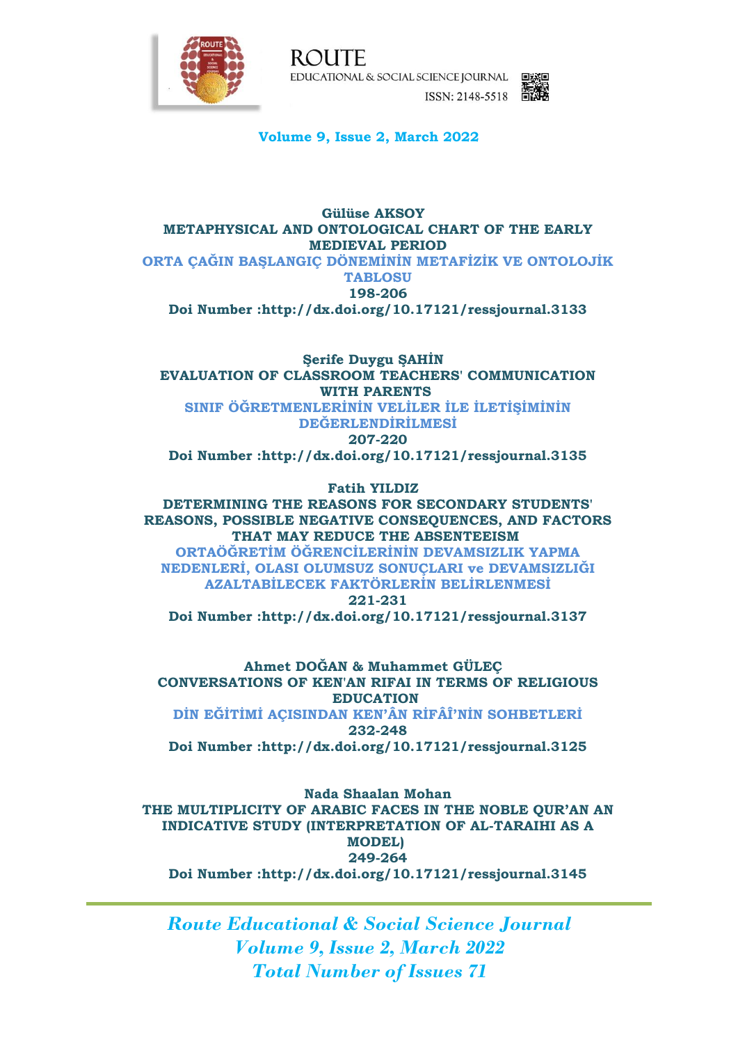ROUTE

EDUCATIONAL & SOCIAL SCIENCE JOURNAL

ISSN: 2148-5518

**Volume 9, Issue 2, March 2022**

**Gülüse AKSOY**

**METAPHYSICAL AND ONTOLOGICAL CHART OF THE EARLY MEDIEVAL PERIOD**

**ORTA ÇAĞIN BAŞLANGIÇ DÖNEMİNİN METAFİZİK VE ONTOLOJİK TABLOSU**

**198-206**

**Doi Number :http://dx.doi.org/10.17121/ressjournal.3133**

**Şerife Duygu ŞAHİN**

**EVALUATION OF CLASSROOM TEACHERS' COMMUNICATION WITH PARENTS**

**SINIF ÖĞRETMENLERİNİN VELİLER İLE İLETİŞİMİNİN DEĞERLENDİRİLMESİ**

**207-220**

**Doi Number :http://dx.doi.org/10.17121/ressjournal.3135**

**Fatih YILDIZ**

**DETERMINING THE REASONS FOR SECONDARY STUDENTS' REASONS, POSSIBLE NEGATIVE CONSEQUENCES, AND FACTORS THAT MAY REDUCE THE ABSENTEEISM**

**ORTAÖĞRETİM ÖĞRENCİLERİNİN DEVAMSIZLIK YAPMA NEDENLERİ, OLASI OLUMSUZ SONUÇLARI ve DEVAMSIZLIĞI AZALTABİLECEK FAKTÖRLERİN BELİRLENMESİ**

**221-231**

**Doi Number :http://dx.doi.org/10.17121/ressjournal.3137**

**Ahmet DOĞAN & Muhammet GÜLEÇ**

**CONVERSATIONS OF KEN'AN RIFAI IN TERMS OF RELIGIOUS EDUCATION**

**DİN EĞİTİMİ AÇISINDAN KEN'ÂN RİFÂÎ'NİN SOHBETLERİ**

**232-248**

**Doi Number :http://dx.doi.org/10.17121/ressjournal.3125**

**Nada Shaalan Mohan**

**THE MULTIPLICITY OF ARABIC FACES IN THE NOBLE QUR'AN AN INDICATIVE STUDY (INTERPRETATION OF AL-TARAIHI AS A MODEL)**

**249-264**

**Doi Number :http://dx.doi.org/10.17121/ressjournal.3145**

***Route Educational & Social Science Journal***

***Volume 9, Issue 2, March 2022***

***Total Number of Issues 71***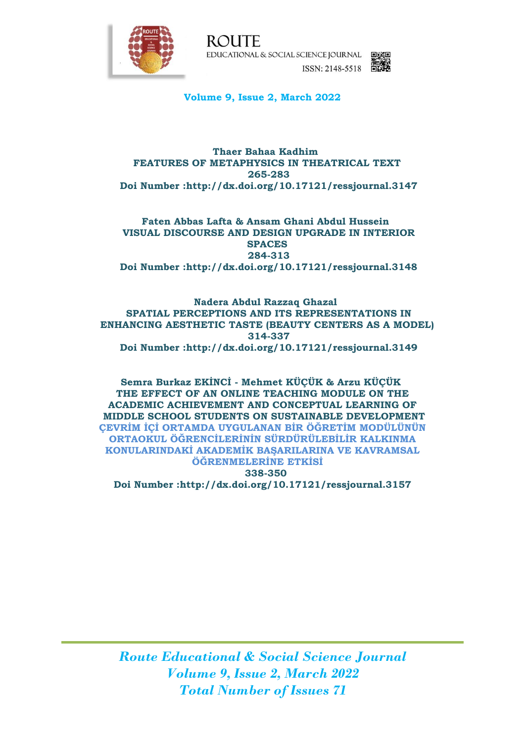ROUTE

EDUCATIONAL & SOCIAL SCIENCE JOURNAL

ISSN: 2148-5518

**Volume 9, Issue 2, March 2022**

**Thaer Bahaa Kadhim**
**FEATURES OF METAPHYSICS IN THEATRICAL TEXT**
**265-283**
**Doi Number :http://dx.doi.org/10.17121/ressjournal.3147**

**Faten Abbas Lafta & Ansam Ghani Abdul Hussein**
**VISUAL DISCOURSE AND DESIGN UPGRADE IN INTERIOR SPACES**
**284-313**
**Doi Number :http://dx.doi.org/10.17121/ressjournal.3148**

**Nadera Abdul Razzaq Ghazal**
**SPATIAL PERCEPTIONS AND ITS REPRESENTATIONS IN ENHANCING AESTHETIC TASTE (BEAUTY CENTERS AS A MODEL)**
**314-337**
**Doi Number :http://dx.doi.org/10.17121/ressjournal.3149**

**Semra Burkaz EKİNCİ - Mehmet KÜÇÜK & Arzu KÜÇÜK**
**THE EFFECT OF AN ONLINE TEACHING MODULE ON THE ACADEMIC ACHIEVEMENT AND CONCEPTUAL LEARNING OF MIDDLE SCHOOL STUDENTS ON SUSTAINABLE DEVELOPMENT**
**ÇEVRİM İÇİ ORTAMDA UYGULANAN BİR ÖĞRETİM MODÜLÜNÜN ORTAOKUL ÖĞRENCİLERİNİN SÜRDÜRÜLEBİLİR KALKINMA KONULARINDAKİ AKADEMİK BAŞARILARINA VE KAVRAMSAL ÖĞRENMELERİNE ETKİSİ**
**338-350**
**Doi Number :http://dx.doi.org/10.17121/ressjournal.3157**

*Route Educational & Social Science Journal*
*Volume 9, Issue 2, March 2022*
*Total Number of Issues 71*